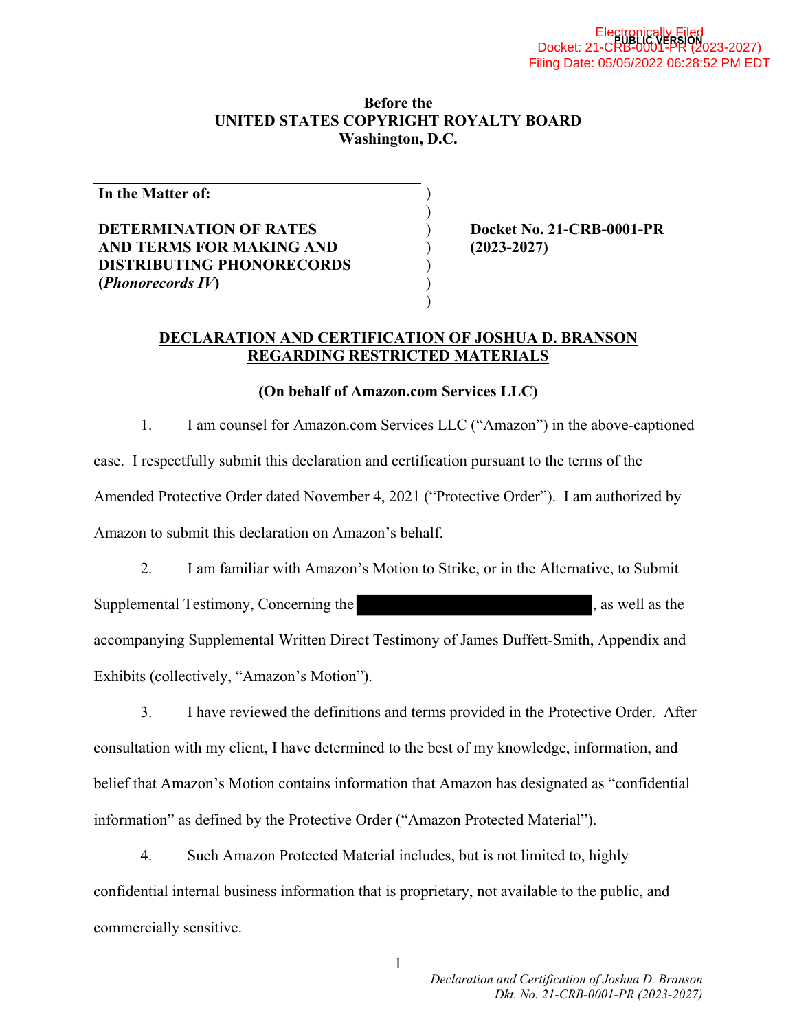Before the
**UNITED STATES COPYRIGHT ROYALTY BOARD**
**Washington, D.C.**

| | |
|---|---|
| **In the Matter of:**<br><br>**DETERMINATION OF RATES AND TERMS FOR MAKING AND DISTRIBUTING PHONORECORDS (*Phonorecords IV*)** | **Docket No. 21-CRB-0001-PR (2023-2027)** |

## DECLARATION AND CERTIFICATION OF JOSHUA D. BRANSON REGARDING RESTRICTED MATERIALS

**(On behalf of Amazon.com Services LLC)**

1. I am counsel for Amazon.com Services LLC ("Amazon") in the above-captioned case. I respectfully submit this declaration and certification pursuant to the terms of the Amended Protective Order dated November 4, 2021 ("Protective Order"). I am authorized by Amazon to submit this declaration on Amazon's behalf.

2. I am familiar with Amazon's Motion to Strike, or in the Alternative, to Submit Supplemental Testimony, Concerning the [REDACTED], as well as the accompanying Supplemental Written Direct Testimony of James Duffett-Smith, Appendix and Exhibits (collectively, "Amazon's Motion").

3. I have reviewed the definitions and terms provided in the Protective Order. After consultation with my client, I have determined to the best of my knowledge, information, and belief that Amazon's Motion contains information that Amazon has designated as "confidential information" as defined by the Protective Order ("Amazon Protected Material").

4. Such Amazon Protected Material includes, but is not limited to, highly confidential internal business information that is proprietary, not available to the public, and commercially sensitive.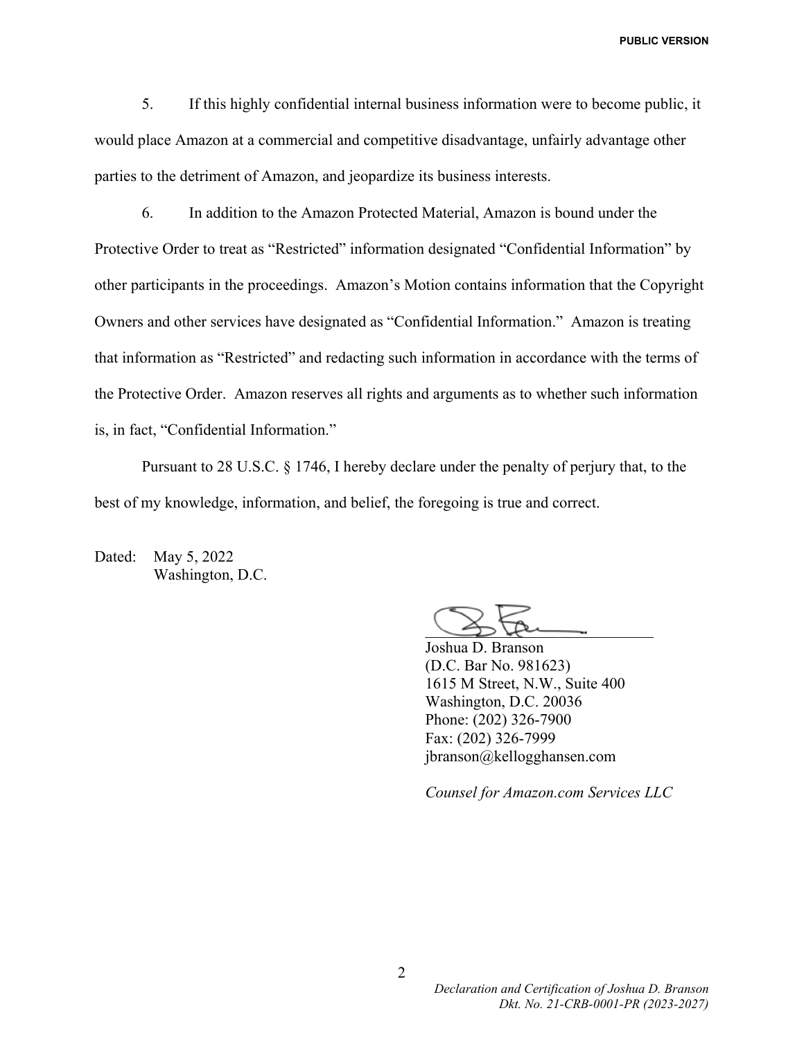5. If this highly confidential internal business information were to become public, it would place Amazon at a commercial and competitive disadvantage, unfairly advantage other parties to the detriment of Amazon, and jeopardize its business interests.

6. In addition to the Amazon Protected Material, Amazon is bound under the Protective Order to treat as "Restricted" information designated "Confidential Information" by other participants in the proceedings. Amazon's Motion contains information that the Copyright Owners and other services have designated as "Confidential Information." Amazon is treating that information as "Restricted" and redacting such information in accordance with the terms of the Protective Order. Amazon reserves all rights and arguments as to whether such information is, in fact, "Confidential Information."

Pursuant to 28 U.S.C. § 1746, I hereby declare under the penalty of perjury that, to the best of my knowledge, information, and belief, the foregoing is true and correct.

Dated: May 5, 2022
Washington, D.C.

Joshua D. Branson
(D.C. Bar No. 981623)
1615 M Street, N.W., Suite 400
Washington, D.C. 20036
Phone: (202) 326-7900
Fax: (202) 326-7999
jbranson@kellogghansen.com

*Counsel for Amazon.com Services LLC*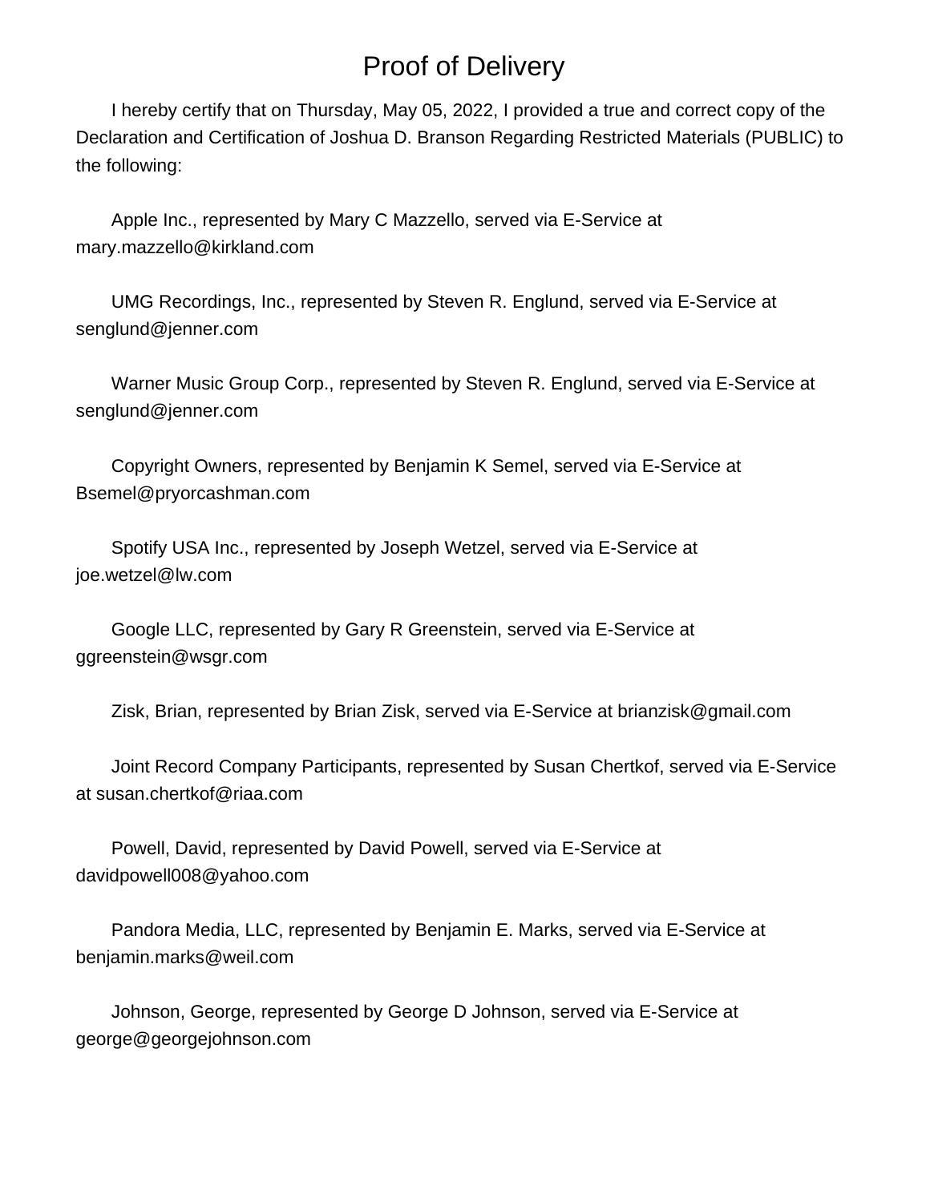# Proof of Delivery

I hereby certify that on Thursday, May 05, 2022, I provided a true and correct copy of the Declaration and Certification of Joshua D. Branson Regarding Restricted Materials (PUBLIC) to the following:

Apple Inc., represented by Mary C Mazzello, served via E-Service at mary.mazzello@kirkland.com

UMG Recordings, Inc., represented by Steven R. Englund, served via E-Service at senglund@jenner.com

Warner Music Group Corp., represented by Steven R. Englund, served via E-Service at senglund@jenner.com

Copyright Owners, represented by Benjamin K Semel, served via E-Service at Bsemel@pryorcashman.com

Spotify USA Inc., represented by Joseph Wetzel, served via E-Service at joe.wetzel@lw.com

Google LLC, represented by Gary R Greenstein, served via E-Service at ggreenstein@wsgr.com

Zisk, Brian, represented by Brian Zisk, served via E-Service at brianzisk@gmail.com

Joint Record Company Participants, represented by Susan Chertkof, served via E-Service at susan.chertkof@riaa.com

Powell, David, represented by David Powell, served via E-Service at davidpowell008@yahoo.com

Pandora Media, LLC, represented by Benjamin E. Marks, served via E-Service at benjamin.marks@weil.com

Johnson, George, represented by George D Johnson, served via E-Service at george@georgejohnson.com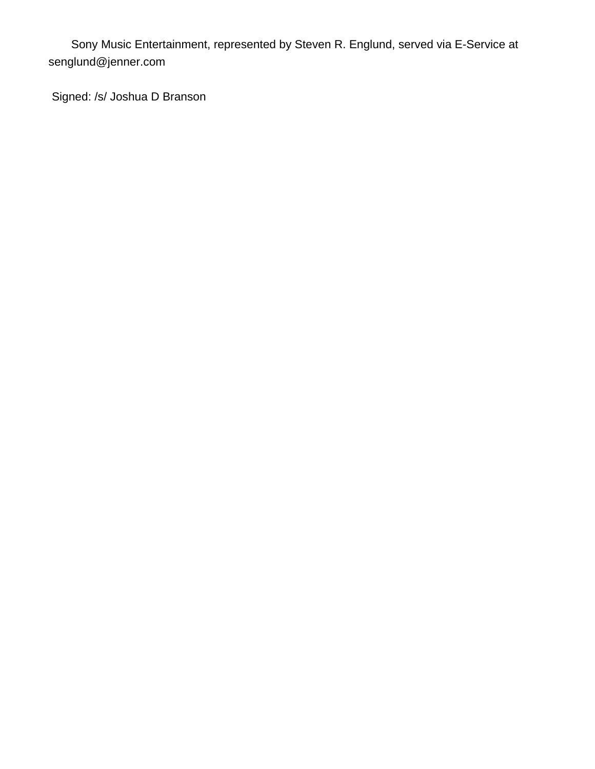Sony Music Entertainment, represented by Steven R. Englund, served via E-Service at senglund@jenner.com

Signed: /s/ Joshua D Branson